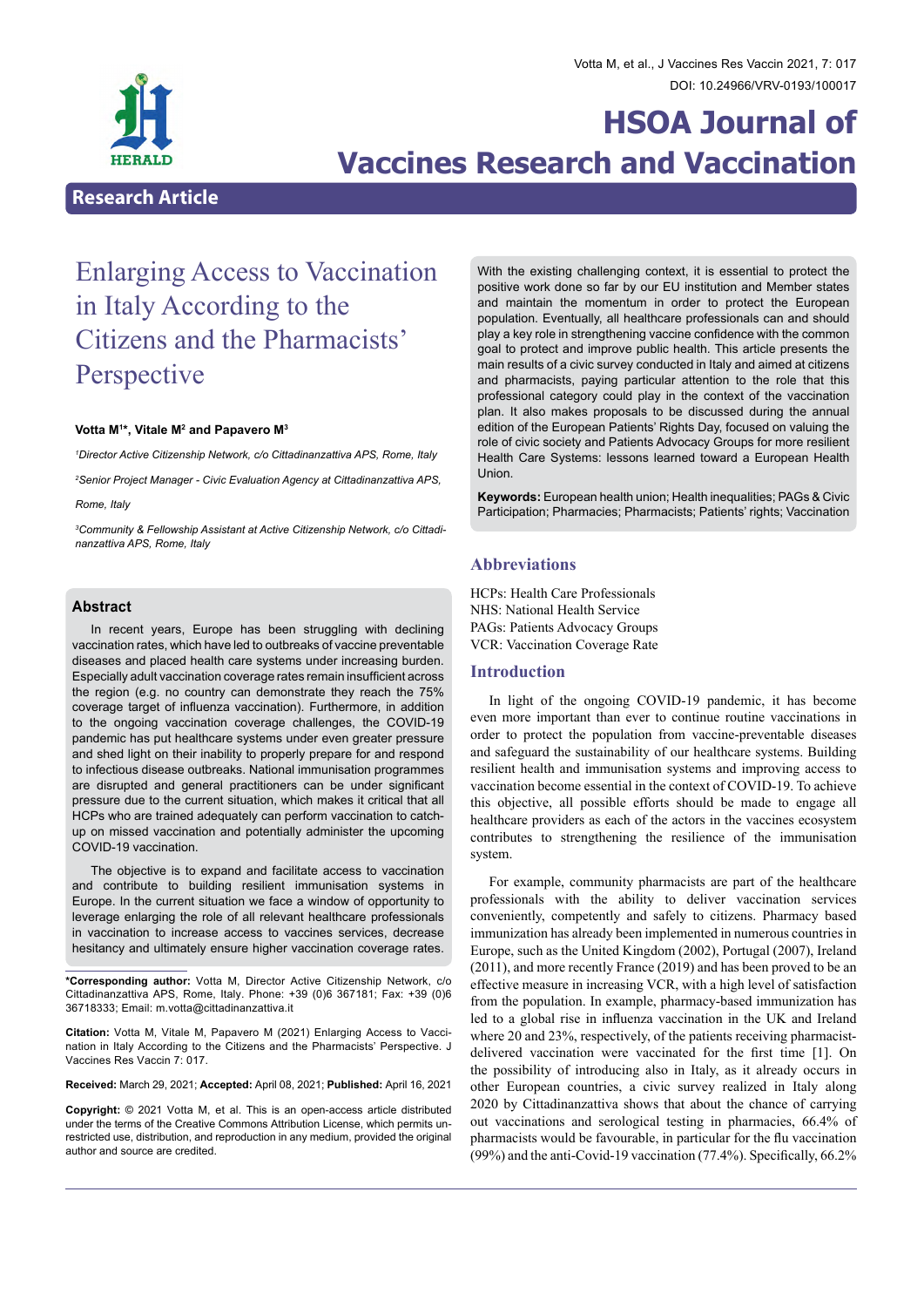Research Article

# Enlarging Access to Vaccination in Italy According to the Citizens and the Pharmacists' Perspective

**Votta M[1]*, Vitale M[2] and Papavero M[3]**

*[1]Director Active Citizenship Network, c/o Cittadinanzattiva APS, Rome, Italy*

*[2]Senior Project Manager - Civic Evaluation Agency at Cittadinanzattiva APS, Rome, Italy*

*[3]Community & Fellowship Assistant at Active Citizenship Network, c/o Cittadinanzattiva APS, Rome, Italy*

## Abstract

In recent years, Europe has been struggling with declining vaccination rates, which have led to outbreaks of vaccine preventable diseases and placed health care systems under increasing burden. Especially adult vaccination coverage rates remain insufficient across the region (e.g. no country can demonstrate they reach the 75% coverage target of influenza vaccination). Furthermore, in addition to the ongoing vaccination coverage challenges, the COVID-19 pandemic has put healthcare systems under even greater pressure and shed light on their inability to properly prepare for and respond to infectious disease outbreaks. National immunisation programmes are disrupted and general practitioners can be under significant pressure due to the current situation, which makes it critical that all HCPs who are trained adequately can perform vaccination to catch-up on missed vaccination and potentially administer the upcoming COVID-19 vaccination.

The objective is to expand and facilitate access to vaccination and contribute to building resilient immunisation systems in Europe. In the current situation we face a window of opportunity to leverage enlarging the role of all relevant healthcare professionals in vaccination to increase access to vaccines services, decrease hesitancy and ultimately ensure higher vaccination coverage rates.

With the existing challenging context, it is essential to protect the positive work done so far by our EU institution and Member states and maintain the momentum in order to protect the European population. Eventually, all healthcare professionals can and should play a key role in strengthening vaccine confidence with the common goal to protect and improve public health. This article presents the main results of a civic survey conducted in Italy and aimed at citizens and pharmacists, paying particular attention to the role that this professional category could play in the context of the vaccination plan. It also makes proposals to be discussed during the annual edition of the European Patients' Rights Day, focused on valuing the role of civic society and Patients Advocacy Groups for more resilient Health Care Systems: lessons learned toward a European Health Union.

**Keywords:** European health union; Health inequalities; PAGs & Civic Participation; Pharmacies; Pharmacists; Patients' rights; Vaccination

**\*Corresponding author:** Votta M, Director Active Citizenship Network, c/o Cittadinanzattiva APS, Rome, Italy. Phone: +39 (0)6 367181; Fax: +39 (0)6 36718333; Email: m.votta@cittadinanzattiva.it

**Citation:** Votta M, Vitale M, Papavero M (2021) Enlarging Access to Vaccination in Italy According to the Citizens and the Pharmacists' Perspective. J Vaccines Res Vaccin 7: 017.

**Received:** March 29, 2021; **Accepted:** April 08, 2021; **Published:** April 16, 2021

**Copyright:** © 2021 Votta M, et al. This is an open-access article distributed under the terms of the Creative Commons Attribution License, which permits unrestricted use, distribution, and reproduction in any medium, provided the original author and source are credited.

## Abbreviations

HCPs: Health Care Professionals
NHS: National Health Service
PAGs: Patients Advocacy Groups
VCR: Vaccination Coverage Rate

## Introduction

In light of the ongoing COVID-19 pandemic, it has become even more important than ever to continue routine vaccinations in order to protect the population from vaccine-preventable diseases and safeguard the sustainability of our healthcare systems. Building resilient health and immunisation systems and improving access to vaccination become essential in the context of COVID-19. To achieve this objective, all possible efforts should be made to engage all healthcare providers as each of the actors in the vaccines ecosystem contributes to strengthening the resilience of the immunisation system.

For example, community pharmacists are part of the healthcare professionals with the ability to deliver vaccination services conveniently, competently and safely to citizens. Pharmacy based immunization has already been implemented in numerous countries in Europe, such as the United Kingdom (2002), Portugal (2007), Ireland (2011), and more recently France (2019) and has been proved to be an effective measure in increasing VCR, with a high level of satisfaction from the population. In example, pharmacy-based immunization has led to a global rise in influenza vaccination in the UK and Ireland where 20 and 23%, respectively, of the patients receiving pharmacist-delivered vaccination were vaccinated for the first time [1]. On the possibility of introducing also in Italy, as it already occurs in other European countries, a civic survey realized in Italy along 2020 by Cittadinanzattiva shows that about the chance of carrying out vaccinations and serological testing in pharmacies, 66.4% of pharmacists would be favourable, in particular for the flu vaccination (99%) and the anti-Covid-19 vaccination (77.4%). Specifically, 66.2%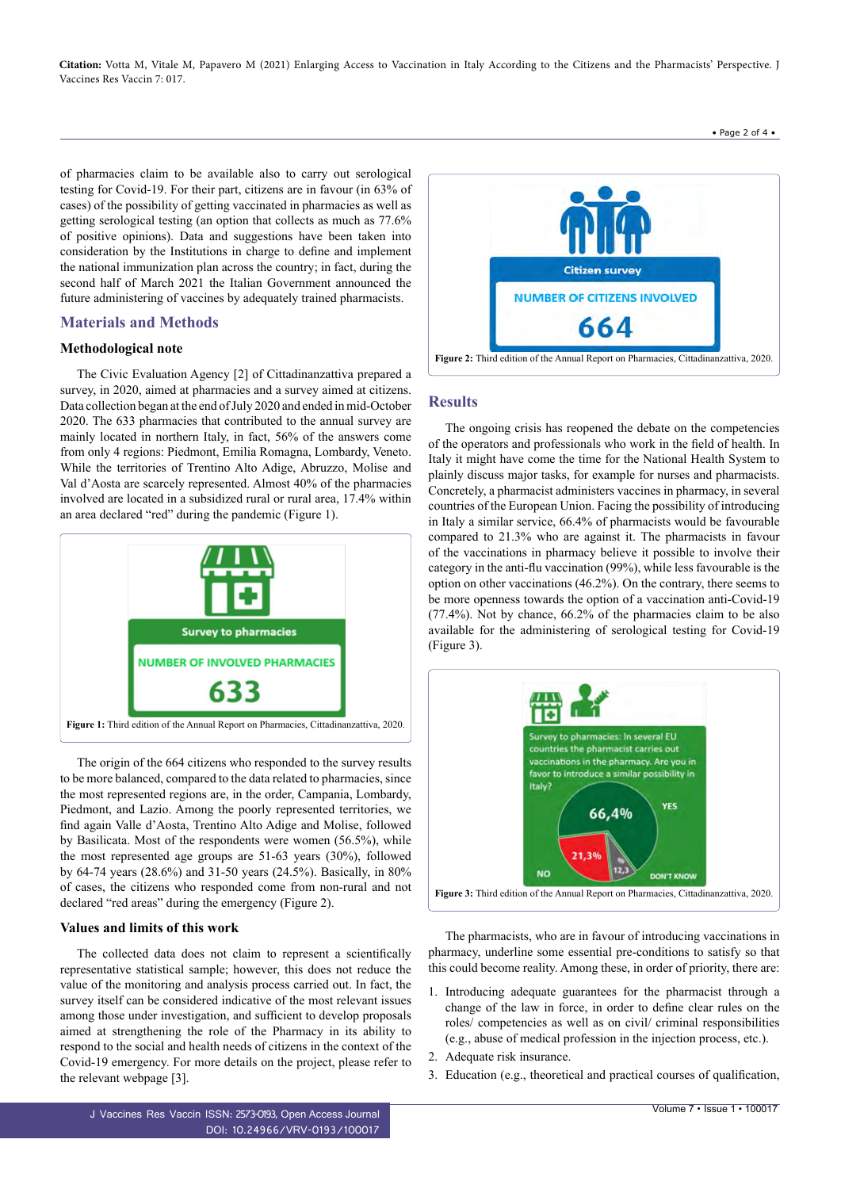of pharmacies claim to be available also to carry out serological testing for Covid-19. For their part, citizens are in favour (in 63% of cases) of the possibility of getting vaccinated in pharmacies as well as getting serological testing (an option that collects as much as 77.6% of positive opinions). Data and suggestions have been taken into consideration by the Institutions in charge to define and implement the national immunization plan across the country; in fact, during the second half of March 2021 the Italian Government announced the future administering of vaccines by adequately trained pharmacists.

## Materials and Methods

### Methodological note

The Civic Evaluation Agency [2] of Cittadinanzattiva prepared a survey, in 2020, aimed at pharmacies and a survey aimed at citizens. Data collection began at the end of July 2020 and ended in mid-October 2020. The 633 pharmacies that contributed to the annual survey are mainly located in northern Italy, in fact, 56% of the answers come from only 4 regions: Piedmont, Emilia Romagna, Lombardy, Veneto. While the territories of Trentino Alto Adige, Abruzzo, Molise and Val d'Aosta are scarcely represented. Almost 40% of the pharmacies involved are located in a subsidized rural or rural area, 17.4% within an area declared "red" during the pandemic (Figure 1).

Survey to pharmacies

NUMBER OF INVOLVED PHARMACIES

633

**Figure 1:** Third edition of the Annual Report on Pharmacies, Cittadinanzattiva, 2020.

The origin of the 664 citizens who responded to the survey results to be more balanced, compared to the data related to pharmacies, since the most represented regions are, in the order, Campania, Lombardy, Piedmont, and Lazio. Among the poorly represented territories, we find again Valle d'Aosta, Trentino Alto Adige and Molise, followed by Basilicata. Most of the respondents were women (56.5%), while the most represented age groups are 51-63 years (30%), followed by 64-74 years (28.6%) and 31-50 years (24.5%). Basically, in 80% of cases, the citizens who responded come from non-rural and not declared "red areas" during the emergency (Figure 2).

### Values and limits of this work

The collected data does not claim to represent a scientifically representative statistical sample; however, this does not reduce the value of the monitoring and analysis process carried out. In fact, the survey itself can be considered indicative of the most relevant issues among those under investigation, and sufficient to develop proposals aimed at strengthening the role of the Pharmacy in its ability to respond to the social and health needs of citizens in the context of the Covid-19 emergency. For more details on the project, please refer to the relevant webpage [3].

Citizen survey

NUMBER OF CITIZENS INVOLVED

664

**Figure 2:** Third edition of the Annual Report on Pharmacies, Cittadinanzattiva, 2020.

## Results

The ongoing crisis has reopened the debate on the competencies of the operators and professionals who work in the field of health. In Italy it might have come the time for the National Health System to plainly discuss major tasks, for example for nurses and pharmacists. Concretely, a pharmacist administers vaccines in pharmacy, in several countries of the European Union. Facing the possibility of introducing in Italy a similar service, 66.4% of pharmacists would be favourable compared to 21.3% who are against it. The pharmacists in favour of the vaccinations in pharmacy believe it possible to involve their category in the anti-flu vaccination (99%), while less favourable is the option on other vaccinations (46.2%). On the contrary, there seems to be more openness towards the option of a vaccination anti-Covid-19 (77.4%). Not by chance, 66.2% of the pharmacies claim to be also available for the administering of serological testing for Covid-19 (Figure 3).

Survey to pharmacies: In several EU countries the pharmacist carries out vaccinations in the pharmacy. Are you in favor to introduce a similar possibility in Italy?

YES 66,4% | NO 21,3% | DON'T KNOW 12,3

**Figure 3:** Third edition of the Annual Report on Pharmacies, Cittadinanzattiva, 2020.

The pharmacists, who are in favour of introducing vaccinations in pharmacy, underline some essential pre-conditions to satisfy so that this could become reality. Among these, in order of priority, there are:

1. Introducing adequate guarantees for the pharmacist through a change of the law in force, in order to define clear rules on the roles/ competencies as well as on civil/ criminal responsibilities (e.g., abuse of medical profession in the injection process, etc.).
2. Adequate risk insurance.
3. Education (e.g., theoretical and practical courses of qualification,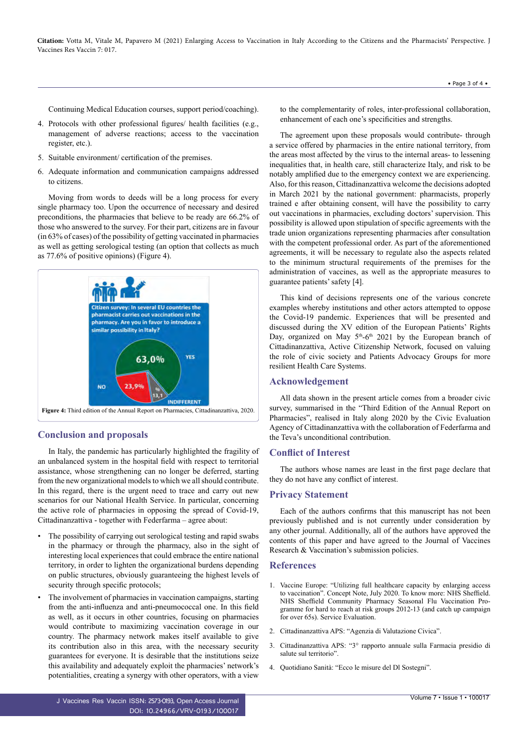Continuing Medical Education courses, support period/coaching).

4. Protocols with other professional figures/ health facilities (e.g., management of adverse reactions; access to the vaccination register, etc.).
5. Suitable environment/ certification of the premises.
6. Adequate information and communication campaigns addressed to citizens.

Moving from words to deeds will be a long process for every single pharmacy too. Upon the occurrence of necessary and desired preconditions, the pharmacies that believe to be ready are 66.2% of those who answered to the survey. For their part, citizens are in favour (in 63% of cases) of the possibility of getting vaccinated in pharmacies as well as getting serological testing (an option that collects as much as 77.6% of positive opinions) (Figure 4).

Citizen survey: In several EU countries the pharmacist carries out vaccinations in the pharmacy. Are you in favor to introduce a similar possibility in Italy?

YES 63,0%; NO 23,9%; INDIFFERENT 13,1%

**Figure 4:** Third edition of the Annual Report on Pharmacies, Cittadinanzattiva, 2020.

## Conclusion and proposals

In Italy, the pandemic has particularly highlighted the fragility of an unbalanced system in the hospital field with respect to territorial assistance, whose strengthening can no longer be deferred, starting from the new organizational models to which we all should contribute. In this regard, there is the urgent need to trace and carry out new scenarios for our National Health Service. In particular, concerning the active role of pharmacies in opposing the spread of Covid-19, Cittadinanzattiva - together with Federfarma – agree about:

- The possibility of carrying out serological testing and rapid swabs in the pharmacy or through the pharmacy, also in the sight of interesting local experiences that could embrace the entire national territory, in order to lighten the organizational burdens depending on public structures, obviously guaranteeing the highest levels of security through specific protocols;
- The involvement of pharmacies in vaccination campaigns, starting from the anti-influenza and anti-pneumococcal one. In this field as well, as it occurs in other countries, focusing on pharmacies would contribute to maximizing vaccination coverage in our country. The pharmacy network makes itself available to give its contribution also in this area, with the necessary security guarantees for everyone. It is desirable that the institutions seize this availability and adequately exploit the pharmacies' network's potentialities, creating a synergy with other operators, with a view to the complementarity of roles, inter-professional collaboration, enhancement of each one's specificities and strengths.

The agreement upon these proposals would contribute- through a service offered by pharmacies in the entire national territory, from the areas most affected by the virus to the internal areas- to lessening inequalities that, in health care, still characterize Italy, and risk to be notably amplified due to the emergency context we are experiencing. Also, for this reason, Cittadinanzattiva welcome the decisions adopted in March 2021 by the national government: pharmacists, properly trained e after obtaining consent, will have the possibility to carry out vaccinations in pharmacies, excluding doctors' supervision. This possibility is allowed upon stipulation of specific agreements with the trade union organizations representing pharmacies after consultation with the competent professional order. As part of the aforementioned agreements, it will be necessary to regulate also the aspects related to the minimum structural requirements of the premises for the administration of vaccines, as well as the appropriate measures to guarantee patients' safety [4].

This kind of decisions represents one of the various concrete examples whereby institutions and other actors attempted to oppose the Covid-19 pandemic. Experiences that will be presented and discussed during the XV edition of the European Patients' Rights Day, organized on May 5th-6th 2021 by the European branch of Cittadinanzattiva, Active Citizenship Network, focused on valuing the role of civic society and Patients Advocacy Groups for more resilient Health Care Systems.

## Acknowledgement

All data shown in the present article comes from a broader civic survey, summarised in the "Third Edition of the Annual Report on Pharmacies", realised in Italy along 2020 by the Civic Evaluation Agency of Cittadinanzattiva with the collaboration of Federfarma and the Teva's unconditional contribution.

## Conflict of Interest

The authors whose names are least in the first page declare that they do not have any conflict of interest.

## Privacy Statement

Each of the authors confirms that this manuscript has not been previously published and is not currently under consideration by any other journal. Additionally, all of the authors have approved the contents of this paper and have agreed to the Journal of Vaccines Research & Vaccination's submission policies.

## References

1. Vaccine Europe: "Utilizing full healthcare capacity by enlarging access to vaccination". Concept Note, July 2020. To know more: NHS Sheffield. NHS Sheffield Community Pharmacy Seasonal Flu Vaccination Programme for hard to reach at risk groups 2012-13 (and catch up campaign for over 65s). Service Evaluation.
2. Cittadinanzattiva APS: "Agenzia di Valutazione Civica".
3. Cittadinanzattiva APS: "3° rapporto annuale sulla Farmacia presidio di salute sul territorio".
4. Quotidiano Sanità: "Ecco le misure del Dl Sostegni".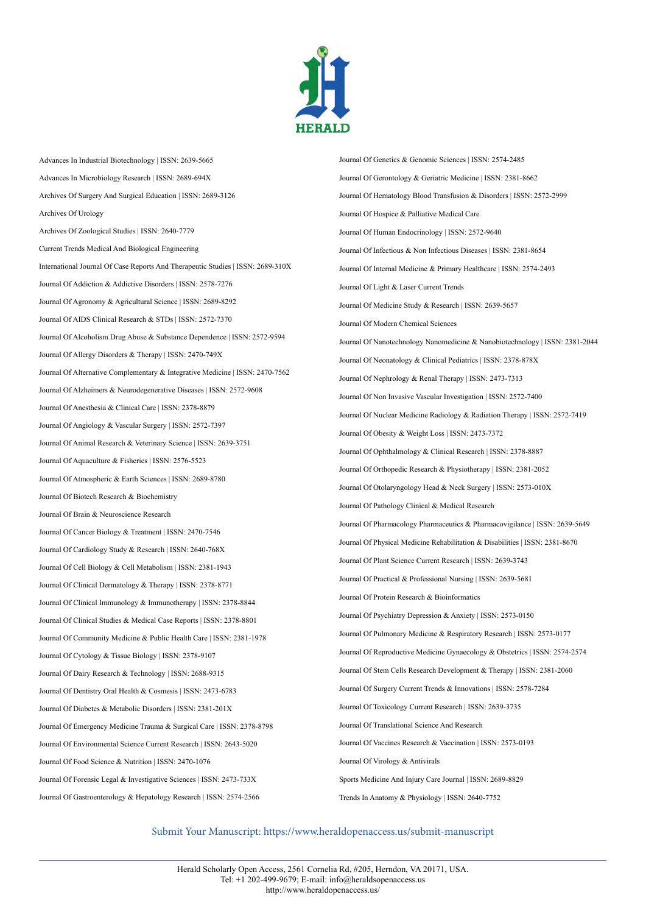HERALD

Advances In Industrial Biotechnology | ISSN: 2639-5665

Advances In Microbiology Research | ISSN: 2689-694X

Archives Of Surgery And Surgical Education | ISSN: 2689-3126

Archives Of Urology

Archives Of Zoological Studies | ISSN: 2640-7779

Current Trends Medical And Biological Engineering

International Journal Of Case Reports And Therapeutic Studies | ISSN: 2689-310X

Journal Of Addiction & Addictive Disorders | ISSN: 2578-7276

Journal Of Agronomy & Agricultural Science | ISSN: 2689-8292

Journal Of AIDS Clinical Research & STDs | ISSN: 2572-7370

Journal Of Alcoholism Drug Abuse & Substance Dependence | ISSN: 2572-9594

Journal Of Allergy Disorders & Therapy | ISSN: 2470-749X

Journal Of Alternative Complementary & Integrative Medicine | ISSN: 2470-7562

Journal Of Alzheimers & Neurodegenerative Diseases | ISSN: 2572-9608

Journal Of Anesthesia & Clinical Care | ISSN: 2378-8879

Journal Of Angiology & Vascular Surgery | ISSN: 2572-7397

Journal Of Animal Research & Veterinary Science | ISSN: 2639-3751

Journal Of Aquaculture & Fisheries | ISSN: 2576-5523

Journal Of Atmospheric & Earth Sciences | ISSN: 2689-8780

Journal Of Biotech Research & Biochemistry

Journal Of Brain & Neuroscience Research

Journal Of Cancer Biology & Treatment | ISSN: 2470-7546

Journal Of Cardiology Study & Research | ISSN: 2640-768X

Journal Of Cell Biology & Cell Metabolism | ISSN: 2381-1943

Journal Of Clinical Dermatology & Therapy | ISSN: 2378-8771

Journal Of Clinical Immunology & Immunotherapy | ISSN: 2378-8844

Journal Of Clinical Studies & Medical Case Reports | ISSN: 2378-8801

Journal Of Community Medicine & Public Health Care | ISSN: 2381-1978

Journal Of Cytology & Tissue Biology | ISSN: 2378-9107

Journal Of Dairy Research & Technology | ISSN: 2688-9315

Journal Of Dentistry Oral Health & Cosmesis | ISSN: 2473-6783

Journal Of Diabetes & Metabolic Disorders | ISSN: 2381-201X

Journal Of Emergency Medicine Trauma & Surgical Care | ISSN: 2378-8798

Journal Of Environmental Science Current Research | ISSN: 2643-5020

Journal Of Food Science & Nutrition | ISSN: 2470-1076

Journal Of Forensic Legal & Investigative Sciences | ISSN: 2473-733X

Journal Of Gastroenterology & Hepatology Research | ISSN: 2574-2566

Journal Of Genetics & Genomic Sciences | ISSN: 2574-2485

Journal Of Gerontology & Geriatric Medicine | ISSN: 2381-8662

Journal Of Hematology Blood Transfusion & Disorders | ISSN: 2572-2999

Journal Of Hospice & Palliative Medical Care

Journal Of Human Endocrinology | ISSN: 2572-9640

Journal Of Infectious & Non Infectious Diseases | ISSN: 2381-8654

Journal Of Internal Medicine & Primary Healthcare | ISSN: 2574-2493

Journal Of Light & Laser Current Trends

Journal Of Medicine Study & Research | ISSN: 2639-5657

Journal Of Modern Chemical Sciences

Journal Of Nanotechnology Nanomedicine & Nanobiotechnology | ISSN: 2381-2044

Journal Of Neonatology & Clinical Pediatrics | ISSN: 2378-878X

Journal Of Nephrology & Renal Therapy | ISSN: 2473-7313

Journal Of Non Invasive Vascular Investigation | ISSN: 2572-7400

Journal Of Nuclear Medicine Radiology & Radiation Therapy | ISSN: 2572-7419

Journal Of Obesity & Weight Loss | ISSN: 2473-7372

Journal Of Ophthalmology & Clinical Research | ISSN: 2378-8887

Journal Of Orthopedic Research & Physiotherapy | ISSN: 2381-2052

Journal Of Otolaryngology Head & Neck Surgery | ISSN: 2573-010X

Journal Of Pathology Clinical & Medical Research

Journal Of Pharmacology Pharmaceutics & Pharmacovigilance | ISSN: 2639-5649

Journal Of Physical Medicine Rehabilitation & Disabilities | ISSN: 2381-8670

Journal Of Plant Science Current Research | ISSN: 2639-3743

Journal Of Practical & Professional Nursing | ISSN: 2639-5681

Journal Of Protein Research & Bioinformatics

Journal Of Psychiatry Depression & Anxiety | ISSN: 2573-0150

Journal Of Pulmonary Medicine & Respiratory Research | ISSN: 2573-0177

Journal Of Reproductive Medicine Gynaecology & Obstetrics | ISSN: 2574-2574

Journal Of Stem Cells Research Development & Therapy | ISSN: 2381-2060

Journal Of Surgery Current Trends & Innovations | ISSN: 2578-7284

Journal Of Toxicology Current Research | ISSN: 2639-3735

Journal Of Translational Science And Research

Journal Of Vaccines Research & Vaccination | ISSN: 2573-0193

Journal Of Virology & Antivirals

Sports Medicine And Injury Care Journal | ISSN: 2689-8829

Trends In Anatomy & Physiology | ISSN: 2640-7752

Submit Your Manuscript: https://www.heraldopenaccess.us/submit-manuscript

Herald Scholarly Open Access, 2561 Cornelia Rd, #205, Herndon, VA 20171, USA.
Tel: +1 202-499-9679; E-mail: info@heraldsopenaccess.us
http://www.heraldopenaccess.us/